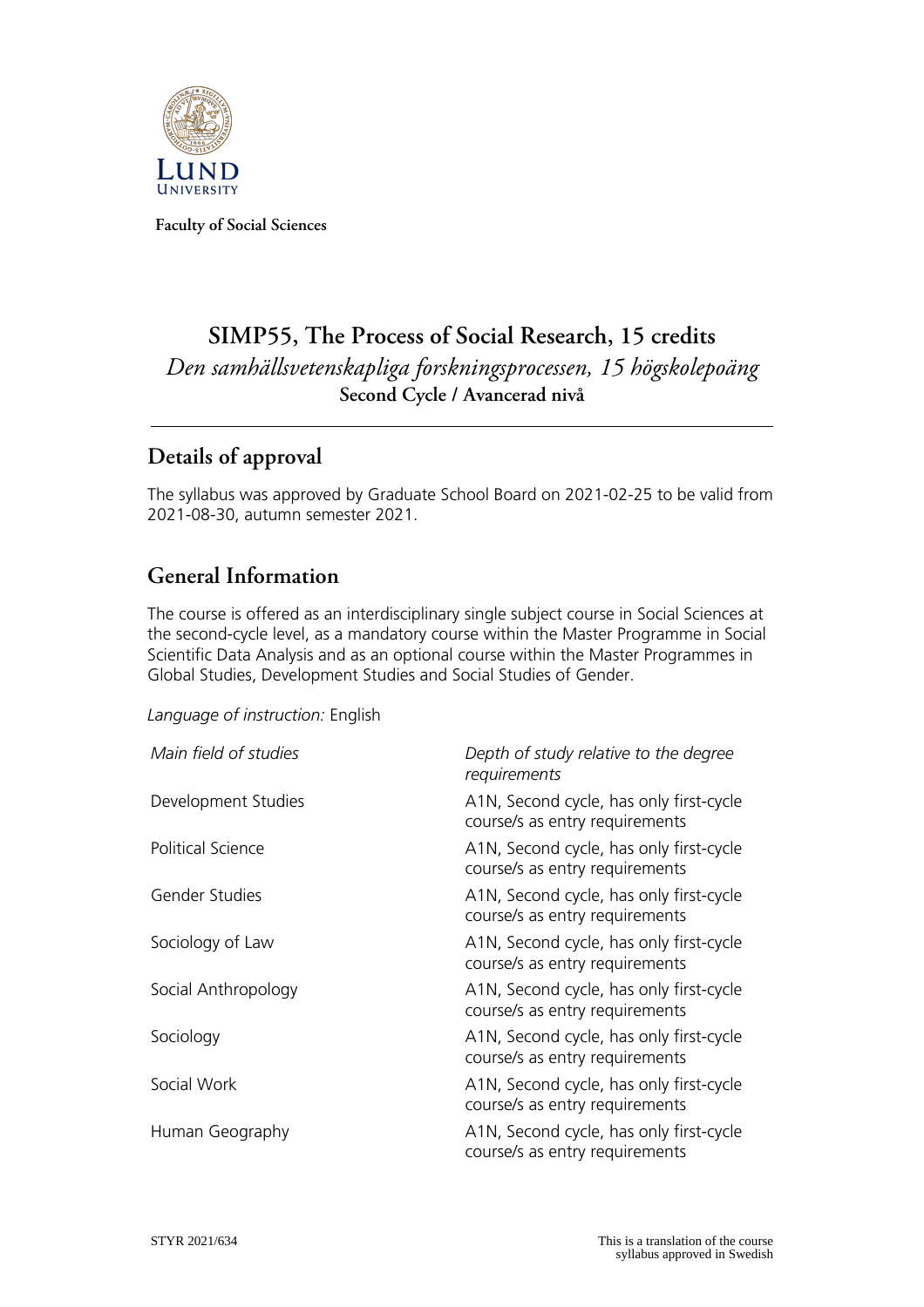Faculty of Social Sciences

# SIMP55, The Process of Social Research, 15 credits

*Den samhällsvetenskapliga forskningsprocessen, 15 högskolepoäng*

**Second Cycle / Avancerad nivå**

## Details of approval

The syllabus was approved by Graduate School Board on 2021-02-25 to be valid from 2021-08-30, autumn semester 2021.

## General Information

The course is offered as an interdisciplinary single subject course in Social Sciences at the second-cycle level, as a mandatory course within the Master Programme in Social Scientific Data Analysis and as an optional course within the Master Programmes in Global Studies, Development Studies and Social Studies of Gender.

*Language of instruction:* English

| *Main field of studies* | *Depth of study relative to the degree requirements* |
|---|---|
| Development Studies | A1N, Second cycle, has only first-cycle course/s as entry requirements |
| Political Science | A1N, Second cycle, has only first-cycle course/s as entry requirements |
| Gender Studies | A1N, Second cycle, has only first-cycle course/s as entry requirements |
| Sociology of Law | A1N, Second cycle, has only first-cycle course/s as entry requirements |
| Social Anthropology | A1N, Second cycle, has only first-cycle course/s as entry requirements |
| Sociology | A1N, Second cycle, has only first-cycle course/s as entry requirements |
| Social Work | A1N, Second cycle, has only first-cycle course/s as entry requirements |
| Human Geography | A1N, Second cycle, has only first-cycle course/s as entry requirements |

STYR 2021/634

This is a translation of the course syllabus approved in Swedish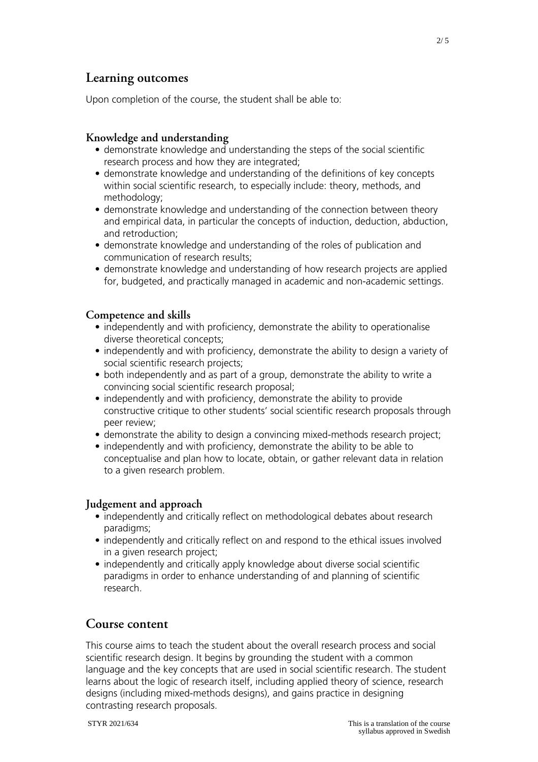## Learning outcomes

Upon completion of the course, the student shall be able to:

### Knowledge and understanding

- demonstrate knowledge and understanding the steps of the social scientific research process and how they are integrated;
- demonstrate knowledge and understanding of the definitions of key concepts within social scientific research, to especially include: theory, methods, and methodology;
- demonstrate knowledge and understanding of the connection between theory and empirical data, in particular the concepts of induction, deduction, abduction, and retroduction;
- demonstrate knowledge and understanding of the roles of publication and communication of research results;
- demonstrate knowledge and understanding of how research projects are applied for, budgeted, and practically managed in academic and non-academic settings.

### Competence and skills

- independently and with proficiency, demonstrate the ability to operationalise diverse theoretical concepts;
- independently and with proficiency, demonstrate the ability to design a variety of social scientific research projects;
- both independently and as part of a group, demonstrate the ability to write a convincing social scientific research proposal;
- independently and with proficiency, demonstrate the ability to provide constructive critique to other students' social scientific research proposals through peer review;
- demonstrate the ability to design a convincing mixed-methods research project;
- independently and with proficiency, demonstrate the ability to be able to conceptualise and plan how to locate, obtain, or gather relevant data in relation to a given research problem.

### Judgement and approach

- independently and critically reflect on methodological debates about research paradigms;
- independently and critically reflect on and respond to the ethical issues involved in a given research project;
- independently and critically apply knowledge about diverse social scientific paradigms in order to enhance understanding of and planning of scientific research.

## Course content

This course aims to teach the student about the overall research process and social scientific research design. It begins by grounding the student with a common language and the key concepts that are used in social scientific research. The student learns about the logic of research itself, including applied theory of science, research designs (including mixed-methods designs), and gains practice in designing contrasting research proposals.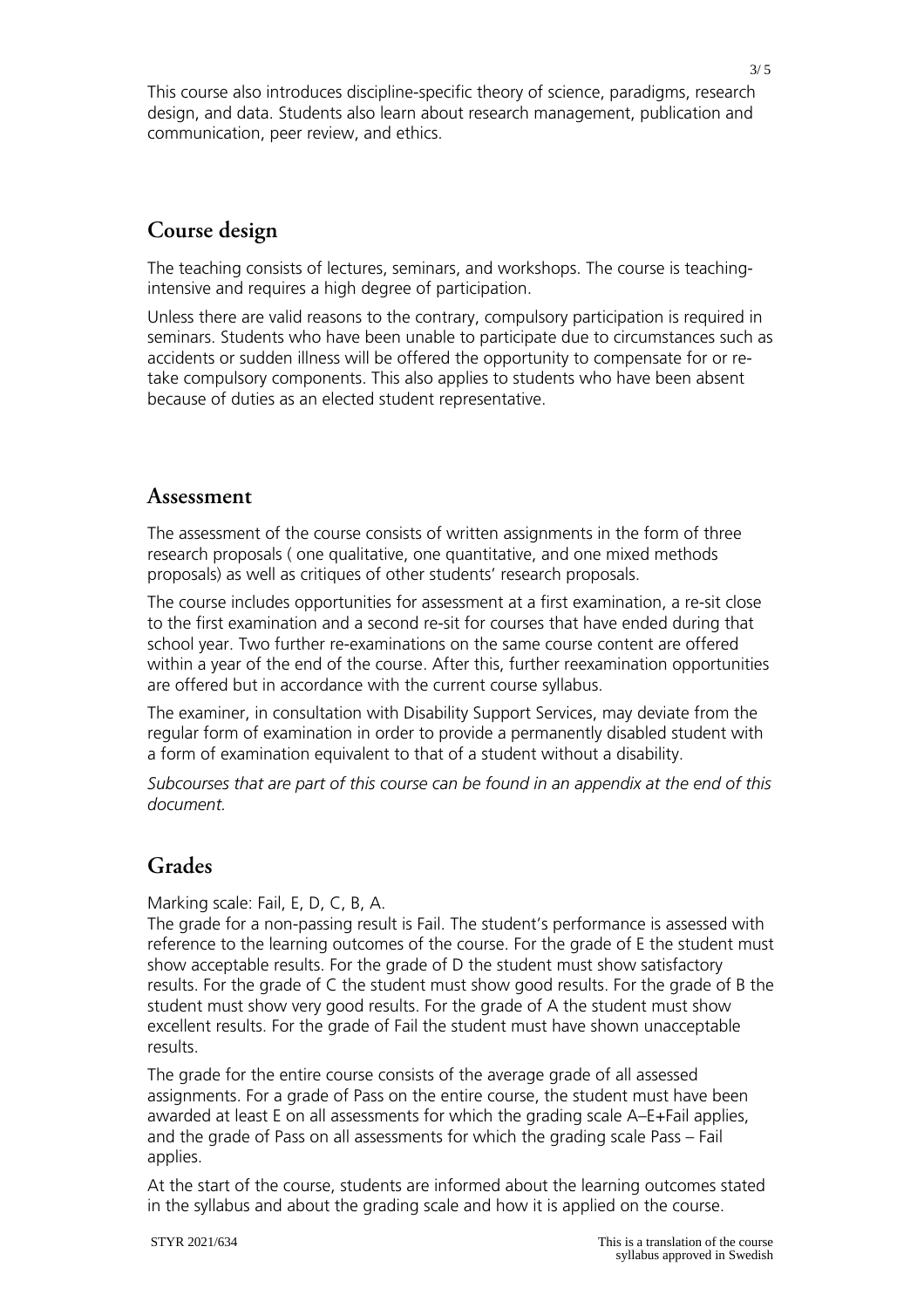This course also introduces discipline-specific theory of science, paradigms, research design, and data. Students also learn about research management, publication and communication, peer review, and ethics.

## Course design

The teaching consists of lectures, seminars, and workshops. The course is teaching-intensive and requires a high degree of participation.

Unless there are valid reasons to the contrary, compulsory participation is required in seminars. Students who have been unable to participate due to circumstances such as accidents or sudden illness will be offered the opportunity to compensate for or re-take compulsory components. This also applies to students who have been absent because of duties as an elected student representative.

## Assessment

The assessment of the course consists of written assignments in the form of three research proposals ( one qualitative, one quantitative, and one mixed methods proposals) as well as critiques of other students' research proposals.

The course includes opportunities for assessment at a first examination, a re-sit close to the first examination and a second re-sit for courses that have ended during that school year. Two further re-examinations on the same course content are offered within a year of the end of the course. After this, further reexamination opportunities are offered but in accordance with the current course syllabus.

The examiner, in consultation with Disability Support Services, may deviate from the regular form of examination in order to provide a permanently disabled student with a form of examination equivalent to that of a student without a disability.

*Subcourses that are part of this course can be found in an appendix at the end of this document.*

## Grades

Marking scale: Fail, E, D, C, B, A.
The grade for a non-passing result is Fail. The student's performance is assessed with reference to the learning outcomes of the course. For the grade of E the student must show acceptable results. For the grade of D the student must show satisfactory results. For the grade of C the student must show good results. For the grade of B the student must show very good results. For the grade of A the student must show excellent results. For the grade of Fail the student must have shown unacceptable results.

The grade for the entire course consists of the average grade of all assessed assignments. For a grade of Pass on the entire course, the student must have been awarded at least E on all assessments for which the grading scale A–E+Fail applies, and the grade of Pass on all assessments for which the grading scale Pass – Fail applies.

At the start of the course, students are informed about the learning outcomes stated in the syllabus and about the grading scale and how it is applied on the course.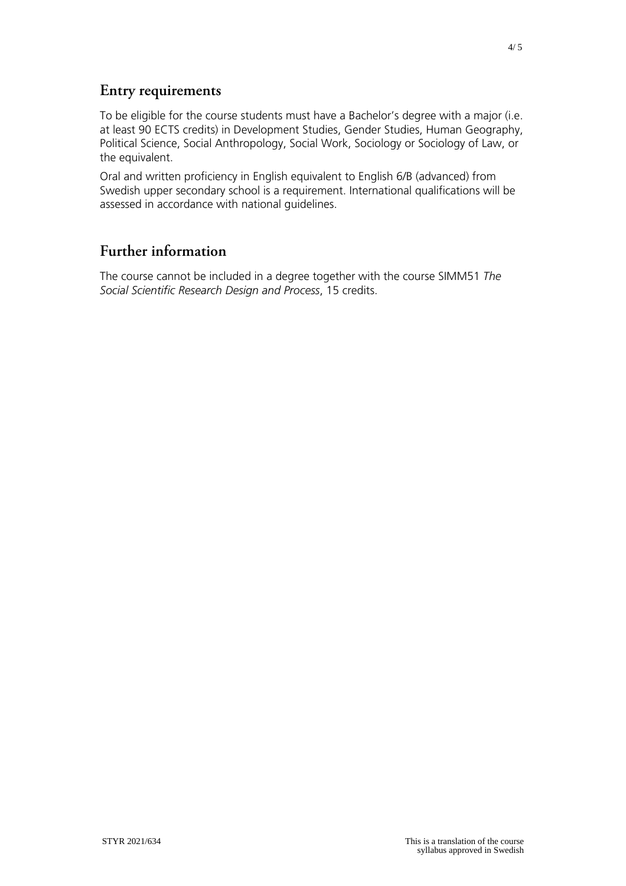## Entry requirements

To be eligible for the course students must have a Bachelor's degree with a major (i.e. at least 90 ECTS credits) in Development Studies, Gender Studies, Human Geography, Political Science, Social Anthropology, Social Work, Sociology or Sociology of Law, or the equivalent.

Oral and written proficiency in English equivalent to English 6/B (advanced) from Swedish upper secondary school is a requirement. International qualifications will be assessed in accordance with national guidelines.

## Further information

The course cannot be included in a degree together with the course SIMM51 *The Social Scientific Research Design and Process*, 15 credits.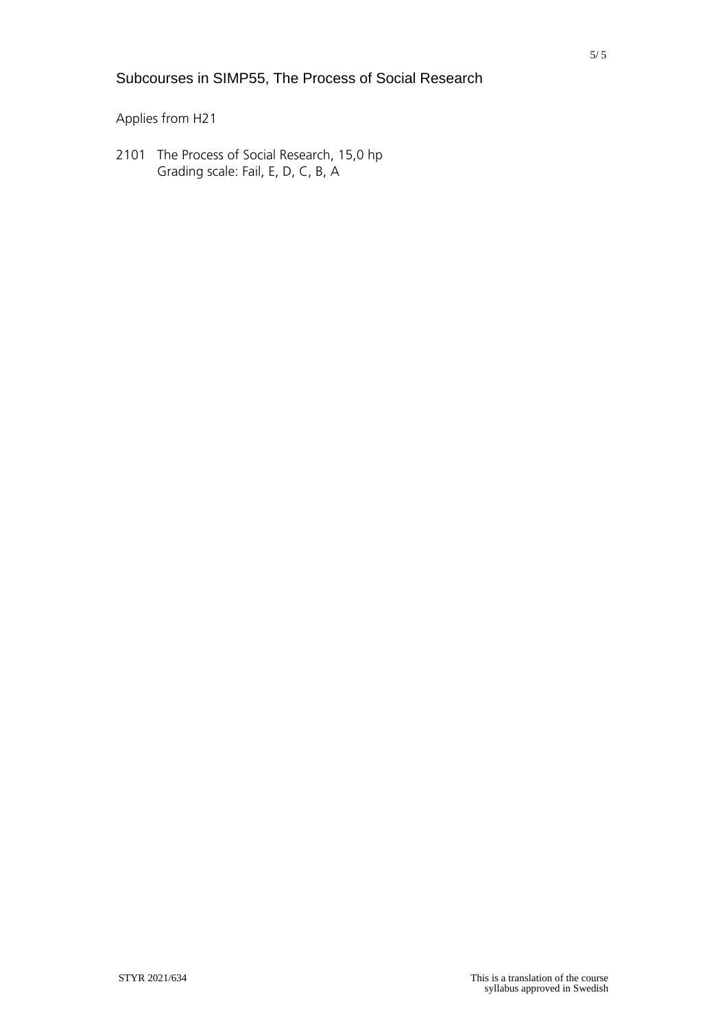## Subcourses in SIMP55, The Process of Social Research

Applies from H21

2101 The Process of Social Research, 15,0 hp
Grading scale: Fail, E, D, C, B, A

STYR 2021/634

This is a translation of the course syllabus approved in Swedish